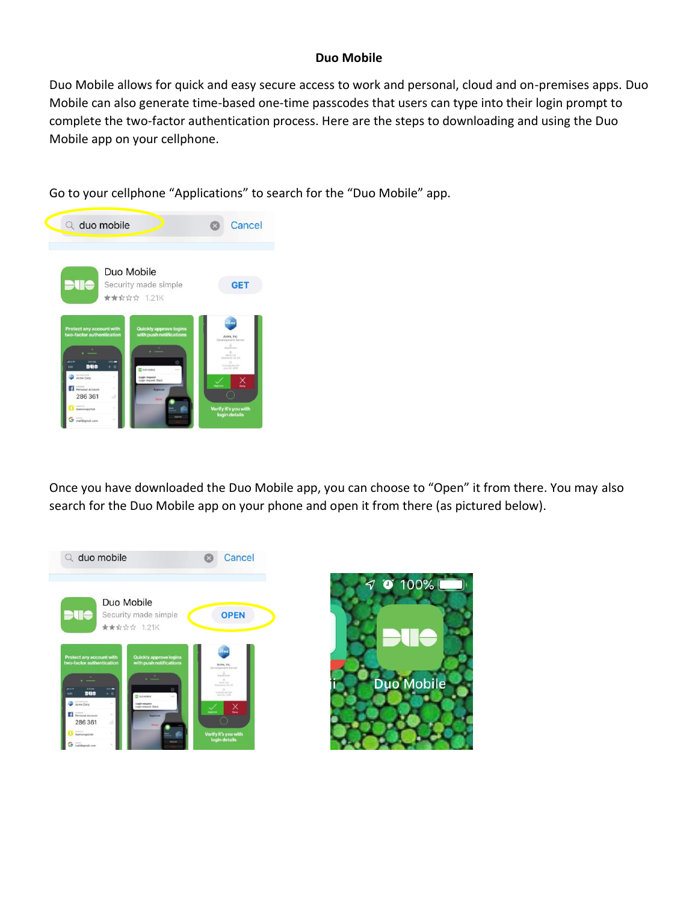# Duo Mobile

Duo Mobile allows for quick and easy secure access to work and personal, cloud and on-premises apps. Duo Mobile can also generate time-based one-time passcodes that users can type into their login prompt to complete the two-factor authentication process. Here are the steps to downloading and using the Duo Mobile app on your cellphone.

Go to your cellphone "Applications" to search for the "Duo Mobile" app.

Once you have downloaded the Duo Mobile app, you can choose to "Open" it from there. You may also search for the Duo Mobile app on your phone and open it from there (as pictured below).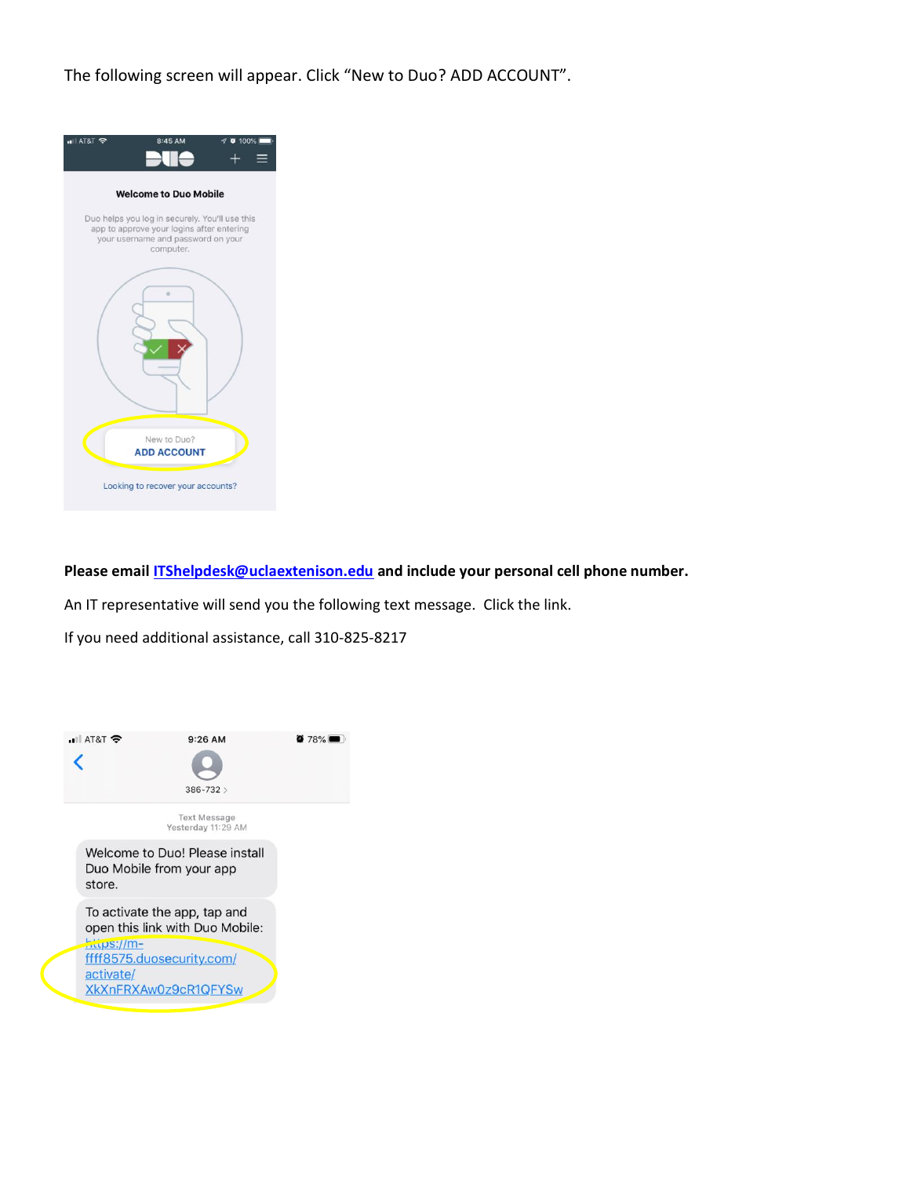The following screen will appear. Click “New to Duo? ADD ACCOUNT”.

**Please email ITShelpdesk@uclaextenison.edu and include your personal cell phone number.**

An IT representative will send you the following text message.  Click the link.

If you need additional assistance, call 310-825-8217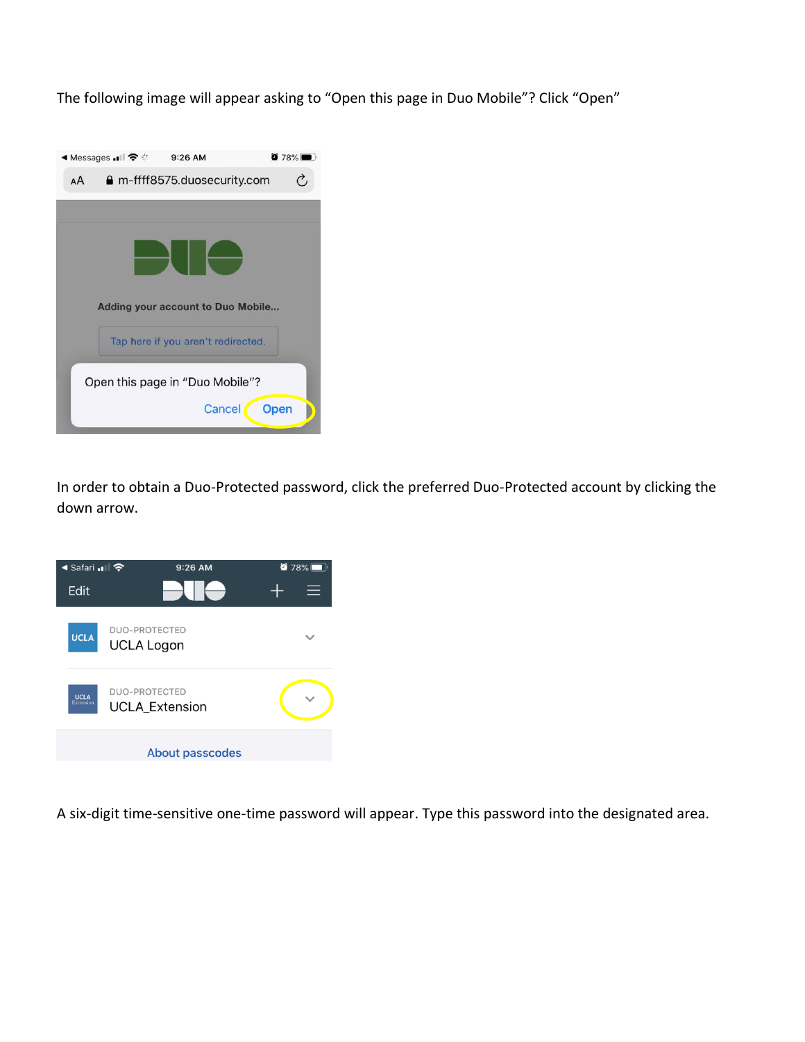The following image will appear asking to "Open this page in Duo Mobile"? Click "Open"

In order to obtain a Duo-Protected password, click the preferred Duo-Protected account by clicking the down arrow.

A six-digit time-sensitive one-time password will appear. Type this password into the designated area.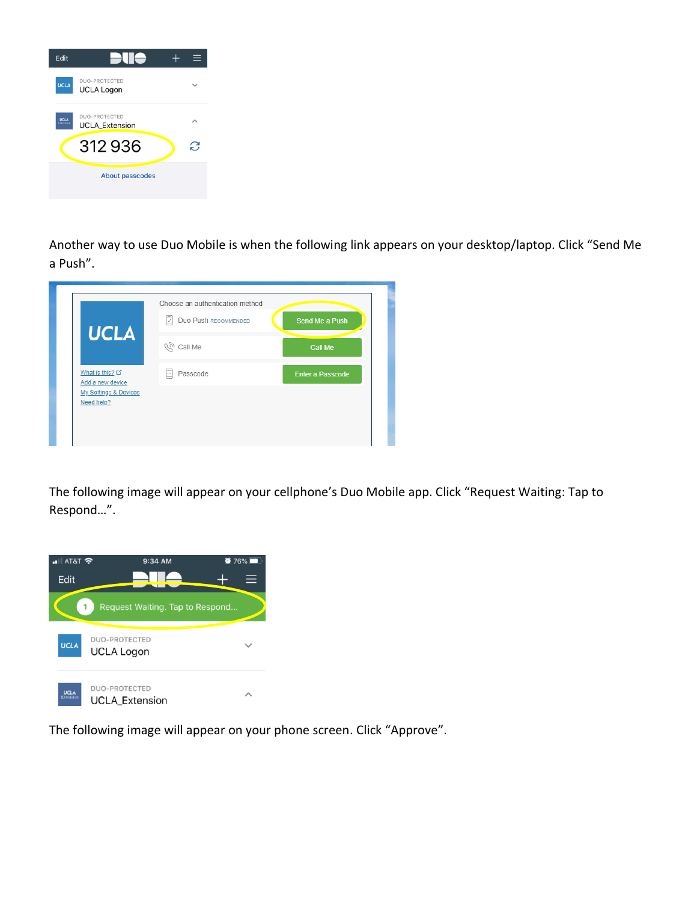Another way to use Duo Mobile is when the following link appears on your desktop/laptop. Click “Send Me a Push”.

The following image will appear on your cellphone’s Duo Mobile app. Click “Request Waiting: Tap to Respond…”.

The following image will appear on your phone screen. Click “Approve”.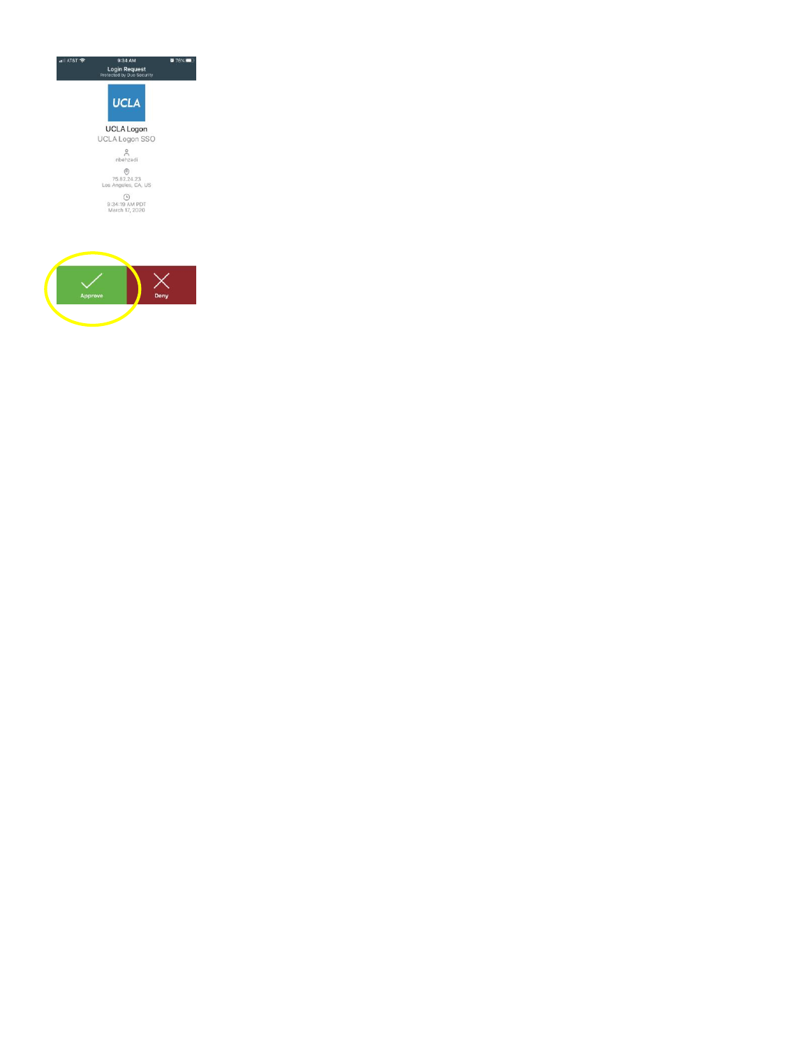AT&T 9:34 AM 78%

**Login Request**

Protected by Duo Security

UCLA

**UCLA Logon**

UCLA Logon SSO

nbehzadi

75.83.24.23

Los Angeles, CA, US

9:34:19 AM PDT

March 17, 2020

**Approve** **Deny**